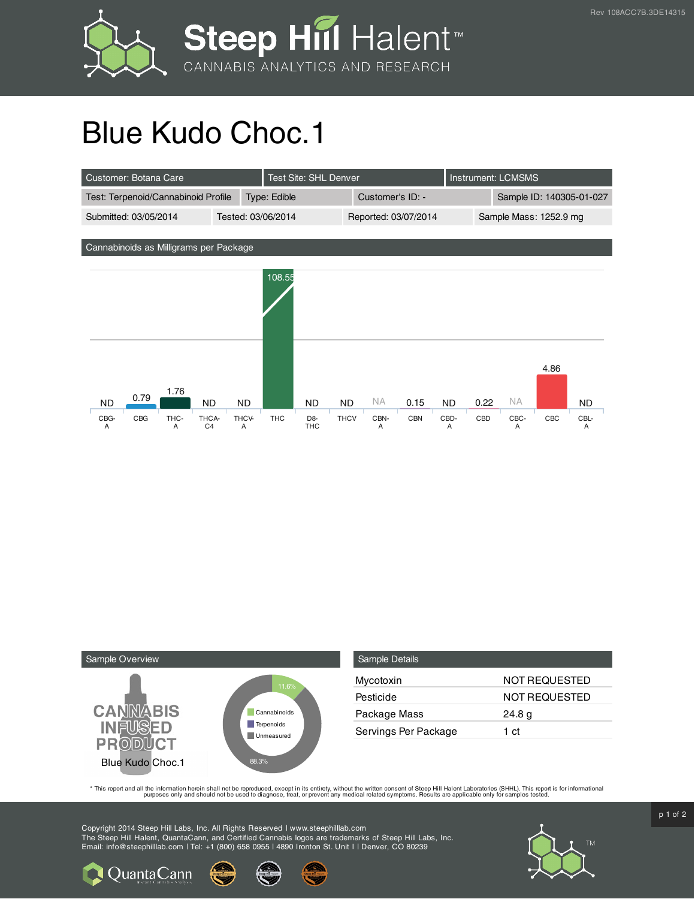Rev 108ACC7B.3DE14315

# Blue Kudo Choc.1

| Customer: Botana Care | Test Site: SHL Denver | Instrument: LCMSMS | |
|---|---|---|---|
| Test: Terpenoid/Cannabinoid Profile | Type: Edible | Customer's ID: - | Sample ID: 140305-01-027 |
| Submitted: 03/05/2014 | Tested: 03/06/2014 | Reported: 03/07/2014 | Sample Mass: 1252.9 mg |

## Cannabinoids as Milligrams per Package

| CBG-A | CBG | THC-A | THCA-C4 | THCV-A | THC | D8-THC | THCV | CBN-A | CBN | CBD-A | CBD | CBC-A | CBC | CBL-A |
|---|---|---|---|---|---|---|---|---|---|---|---|---|---|---|
| ND | 0.79 | 1.76 | ND | ND | 108.55 | ND | ND | NA | 0.15 | ND | 0.22 | NA | 4.86 | ND |

## Sample Overview

CANNABIS INFUSED PRODUCT

Blue Kudo Choc.1

- Cannabinoids: 11.6%
- Terpenoids
- Unmeasured: 88.3%

## Sample Details

| | |
|---|---|
| Mycotoxin | NOT REQUESTED |
| Pesticide | NOT REQUESTED |
| Package Mass | 24.8 g |
| Servings Per Package | 1 ct |

* This report and all the information herein shall not be reproduced, except in its entirety, without the written consent of Steep Hill Halent Laboratories (SHHL). This report is for informational purposes only and should not be used to diagnose, treat, or prevent any medical related symptoms. Results are applicable only for samples tested.

Copyright 2014 Steep Hill Labs, Inc. All Rights Reserved | www.steephilllab.com
The Steep Hill Halent, QuantaCann, and Certified Cannabis logos are trademarks of Steep Hill Labs, Inc.
Email: info@steephilllab.com | Tel: +1 (800) 658 0955 | 4890 Ironton St. Unit I | Denver, CO 80239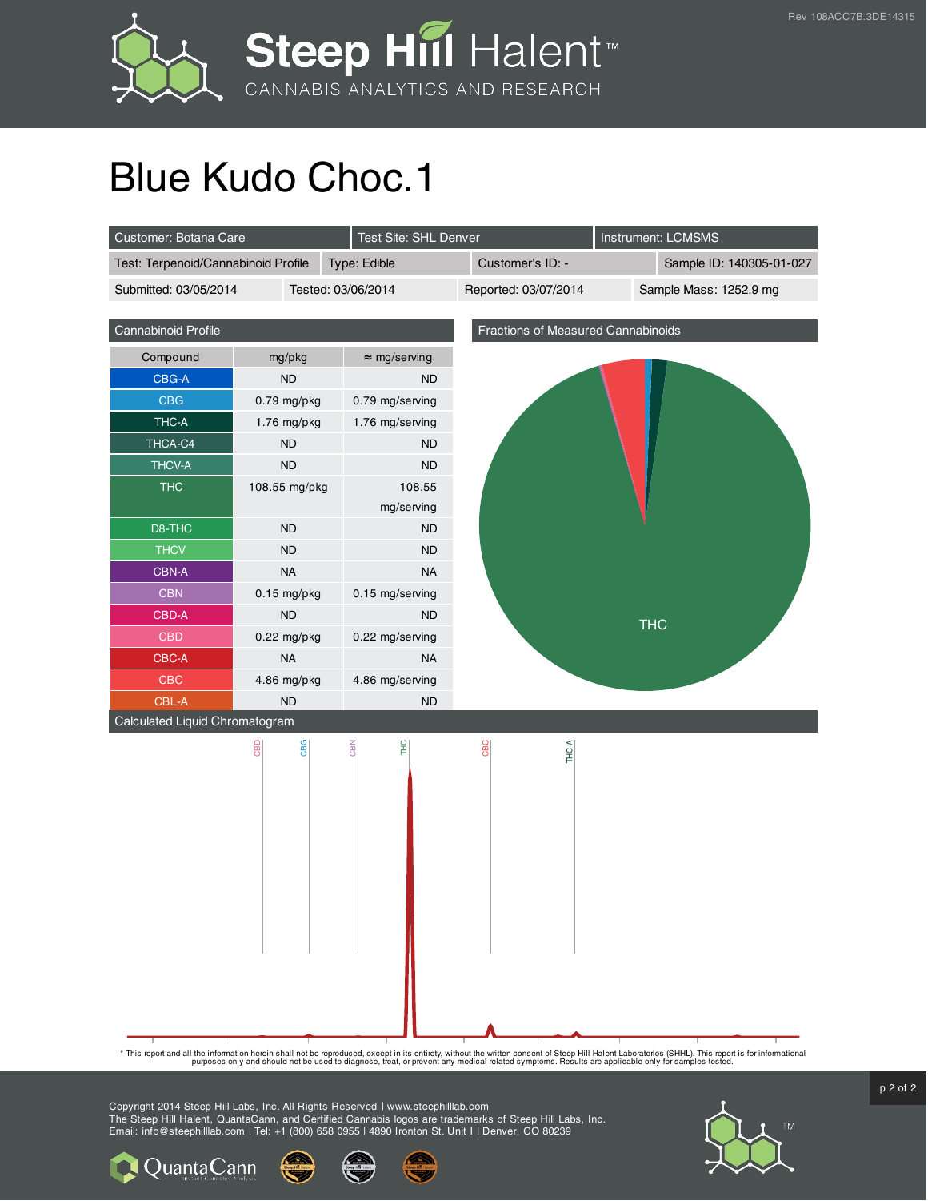Rev 108ACC7B.3DE14315

# Blue Kudo Choc.1

| | | |
|---|---|---|
| Customer: Botana Care | Test Site: SHL Denver | Instrument: LCMSMS |
| Test: Terpenoid/Cannabinoid Profile | Type: Edible | Customer's ID: - |
| Sample ID: 140305-01-027 | | |
| Submitted: 03/05/2014 | Tested: 03/06/2014 | Reported: 03/07/2014 |
| Sample Mass: 1252.9 mg | | |

## Cannabinoid Profile

| Compound | mg/pkg | ≈ mg/serving |
|---|---|---|
| CBG-A | ND | ND |
| CBG | 0.79 mg/pkg | 0.79 mg/serving |
| THC-A | 1.76 mg/pkg | 1.76 mg/serving |
| THCA-C4 | ND | ND |
| THCV-A | ND | ND |
| THC | 108.55 mg/pkg | 108.55 mg/serving |
| D8-THC | ND | ND |
| THCV | ND | ND |
| CBN-A | NA | NA |
| CBN | 0.15 mg/pkg | 0.15 mg/serving |
| CBD-A | ND | ND |
| CBD | 0.22 mg/pkg | 0.22 mg/serving |
| CBC-A | NA | NA |
| CBC | 4.86 mg/pkg | 4.86 mg/serving |
| CBL-A | ND | ND |

## Fractions of Measured Cannabinoids

THC

## Calculated Liquid Chromatogram

CBD
CBG
CBN
THC
CBC
THC-A

* This report and all the information herein shall not be reproduced, except in its entirety, without the written consent of Steep Hill Halent Laboratories (SHHL). This report is for informational purposes only and should not be used to diagnose, treat, or prevent any medical related symptoms. Results are applicable only for samples tested.

Copyright 2014 Steep Hill Labs, Inc. All Rights Reserved | www.steephilllab.com
The Steep Hill Halent, QuantaCann, and Certified Cannabis logos are trademarks of Steep Hill Labs, Inc.
Email: info@steephilllab.com | Tel: +1 (800) 658 0955 | 4890 Ironton St. Unit I | Denver, CO 80239